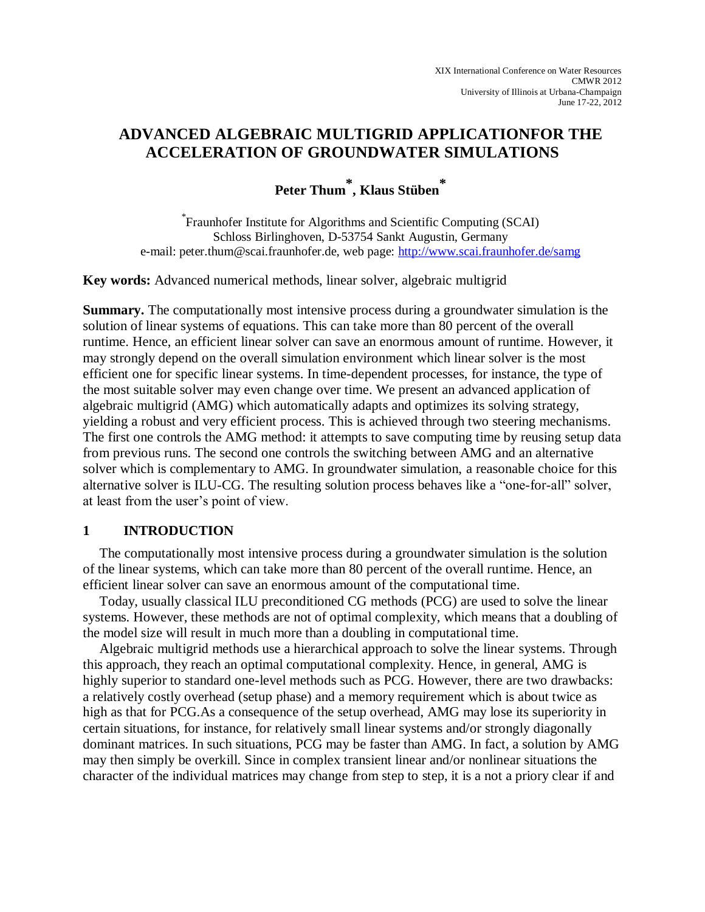XIX International Conference on Water Resources
CMWR 2012
University of Illinois at Urbana-Champaign
June 17-22, 2012

# ADVANCED ALGEBRAIC MULTIGRID APPLICATIONFOR THE ACCELERATION OF GROUNDWATER SIMULATIONS

**Peter Thum*, Klaus Stüben***

*Fraunhofer Institute for Algorithms and Scientific Computing (SCAI)
Schloss Birlinghoven, D-53754 Sankt Augustin, Germany
e-mail: peter.thum@scai.fraunhofer.de, web page: http://www.scai.fraunhofer.de/samg

**Key words:** Advanced numerical methods, linear solver, algebraic multigrid

**Summary.** The computationally most intensive process during a groundwater simulation is the solution of linear systems of equations. This can take more than 80 percent of the overall runtime. Hence, an efficient linear solver can save an enormous amount of runtime. However, it may strongly depend on the overall simulation environment which linear solver is the most efficient one for specific linear systems. In time-dependent processes, for instance, the type of the most suitable solver may even change over time. We present an advanced application of algebraic multigrid (AMG) which automatically adapts and optimizes its solving strategy, yielding a robust and very efficient process. This is achieved through two steering mechanisms. The first one controls the AMG method: it attempts to save computing time by reusing setup data from previous runs. The second one controls the switching between AMG and an alternative solver which is complementary to AMG. In groundwater simulation, a reasonable choice for this alternative solver is ILU-CG. The resulting solution process behaves like a "one-for-all" solver, at least from the user's point of view.

## 1 INTRODUCTION

The computationally most intensive process during a groundwater simulation is the solution of the linear systems, which can take more than 80 percent of the overall runtime. Hence, an efficient linear solver can save an enormous amount of the computational time.

Today, usually classical ILU preconditioned CG methods (PCG) are used to solve the linear systems. However, these methods are not of optimal complexity, which means that a doubling of the model size will result in much more than a doubling in computational time.

Algebraic multigrid methods use a hierarchical approach to solve the linear systems. Through this approach, they reach an optimal computational complexity. Hence, in general, AMG is highly superior to standard one-level methods such as PCG. However, there are two drawbacks: a relatively costly overhead (setup phase) and a memory requirement which is about twice as high as that for PCG.As a consequence of the setup overhead, AMG may lose its superiority in certain situations, for instance, for relatively small linear systems and/or strongly diagonally dominant matrices. In such situations, PCG may be faster than AMG. In fact, a solution by AMG may then simply be overkill. Since in complex transient linear and/or nonlinear situations the character of the individual matrices may change from step to step, it is a not a priory clear if and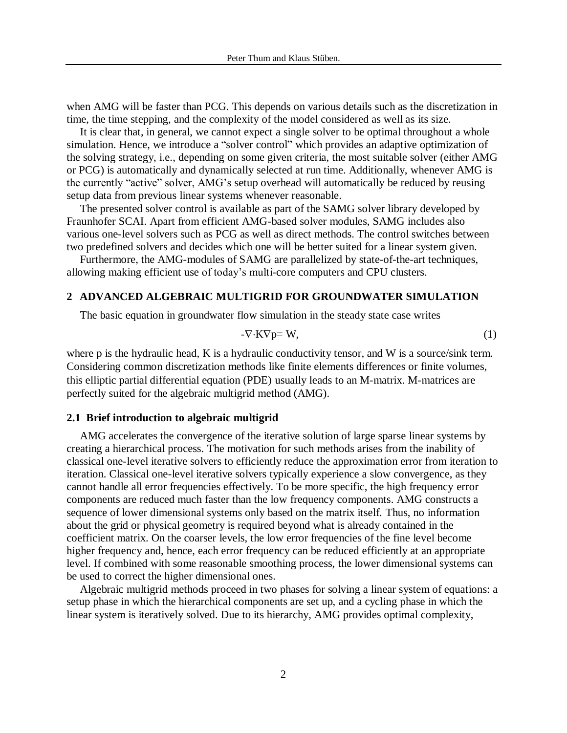when AMG will be faster than PCG. This depends on various details such as the discretization in time, the time stepping, and the complexity of the model considered as well as its size.

It is clear that, in general, we cannot expect a single solver to be optimal throughout a whole simulation. Hence, we introduce a "solver control" which provides an adaptive optimization of the solving strategy, i.e., depending on some given criteria, the most suitable solver (either AMG or PCG) is automatically and dynamically selected at run time. Additionally, whenever AMG is the currently "active" solver, AMG's setup overhead will automatically be reduced by reusing setup data from previous linear systems whenever reasonable.

The presented solver control is available as part of the SAMG solver library developed by Fraunhofer SCAI. Apart from efficient AMG-based solver modules, SAMG includes also various one-level solvers such as PCG as well as direct methods. The control switches between two predefined solvers and decides which one will be better suited for a linear system given.

Furthermore, the AMG-modules of SAMG are parallelized by state-of-the-art techniques, allowing making efficient use of today's multi-core computers and CPU clusters.

## 2 ADVANCED ALGEBRAIC MULTIGRID FOR GROUNDWATER SIMULATION

The basic equation in groundwater flow simulation in the steady state case writes

$$-\nabla \cdot K \nabla p = W, \tag{1}$$

where p is the hydraulic head, K is a hydraulic conductivity tensor, and W is a source/sink term. Considering common discretization methods like finite elements differences or finite volumes, this elliptic partial differential equation (PDE) usually leads to an M-matrix. M-matrices are perfectly suited for the algebraic multigrid method (AMG).

### 2.1 Brief introduction to algebraic multigrid

AMG accelerates the convergence of the iterative solution of large sparse linear systems by creating a hierarchical process. The motivation for such methods arises from the inability of classical one-level iterative solvers to efficiently reduce the approximation error from iteration to iteration. Classical one-level iterative solvers typically experience a slow convergence, as they cannot handle all error frequencies effectively. To be more specific, the high frequency error components are reduced much faster than the low frequency components. AMG constructs a sequence of lower dimensional systems only based on the matrix itself. Thus, no information about the grid or physical geometry is required beyond what is already contained in the coefficient matrix. On the coarser levels, the low error frequencies of the fine level become higher frequency and, hence, each error frequency can be reduced efficiently at an appropriate level. If combined with some reasonable smoothing process, the lower dimensional systems can be used to correct the higher dimensional ones.

Algebraic multigrid methods proceed in two phases for solving a linear system of equations: a setup phase in which the hierarchical components are set up, and a cycling phase in which the linear system is iteratively solved. Due to its hierarchy, AMG provides optimal complexity,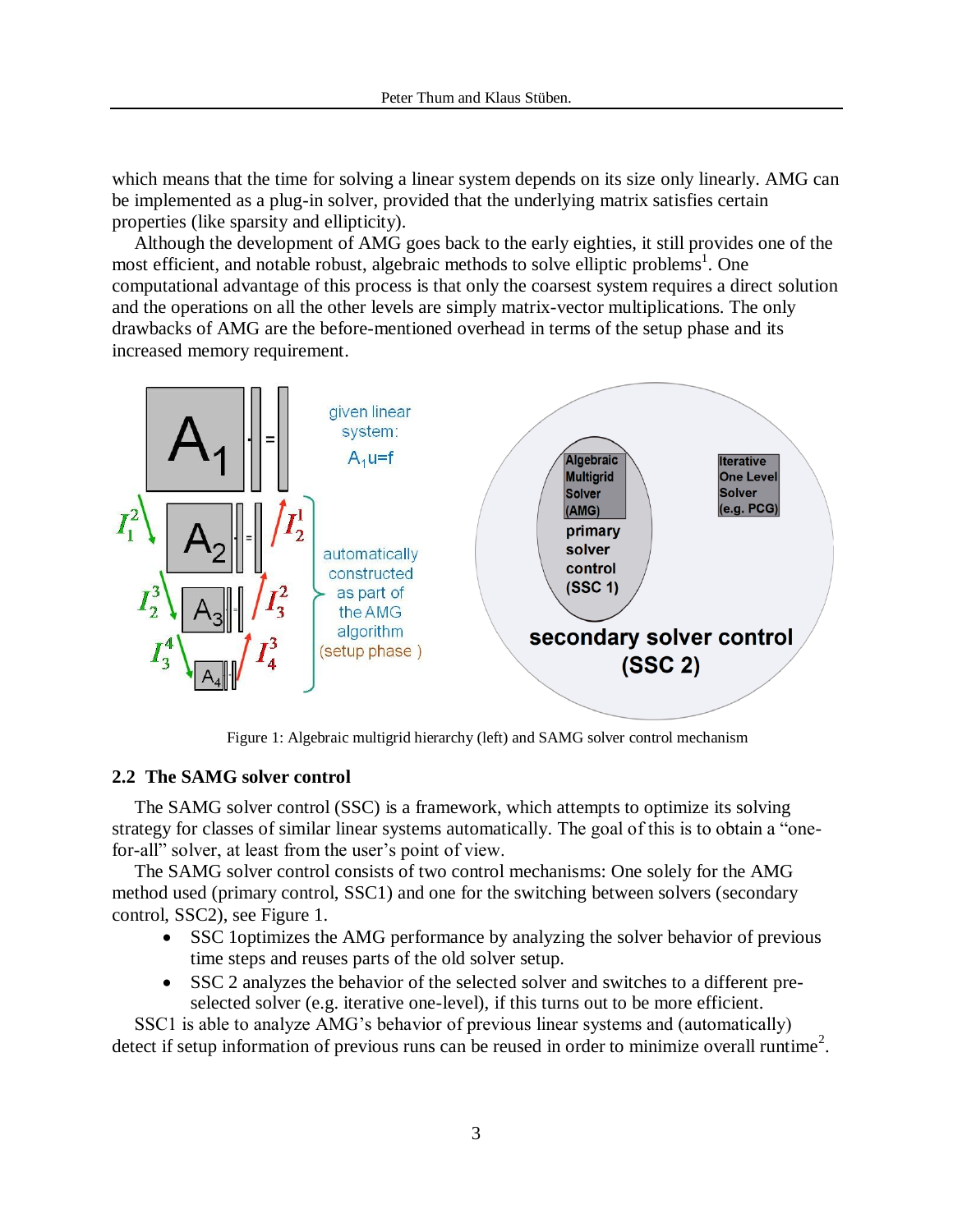which means that the time for solving a linear system depends on its size only linearly. AMG can be implemented as a plug-in solver, provided that the underlying matrix satisfies certain properties (like sparsity and ellipticity).

Although the development of AMG goes back to the early eighties, it still provides one of the most efficient, and notable robust, algebraic methods to solve elliptic problems[1]. One computational advantage of this process is that only the coarsest system requires a direct solution and the operations on all the other levels are simply matrix-vector multiplications. The only drawbacks of AMG are the before-mentioned overhead in terms of the setup phase and its increased memory requirement.

Figure 1: Algebraic multigrid hierarchy (left) and SAMG solver control mechanism

## 2.2 The SAMG solver control

The SAMG solver control (SSC) is a framework, which attempts to optimize its solving strategy for classes of similar linear systems automatically. The goal of this is to obtain a "one-for-all" solver, at least from the user's point of view.

The SAMG solver control consists of two control mechanisms: One solely for the AMG method used (primary control, SSC1) and one for the switching between solvers (secondary control, SSC2), see Figure 1.

- SSC 1optimizes the AMG performance by analyzing the solver behavior of previous time steps and reuses parts of the old solver setup.
- SSC 2 analyzes the behavior of the selected solver and switches to a different pre-selected solver (e.g. iterative one-level), if this turns out to be more efficient.

SSC1 is able to analyze AMG's behavior of previous linear systems and (automatically) detect if setup information of previous runs can be reused in order to minimize overall runtime[2].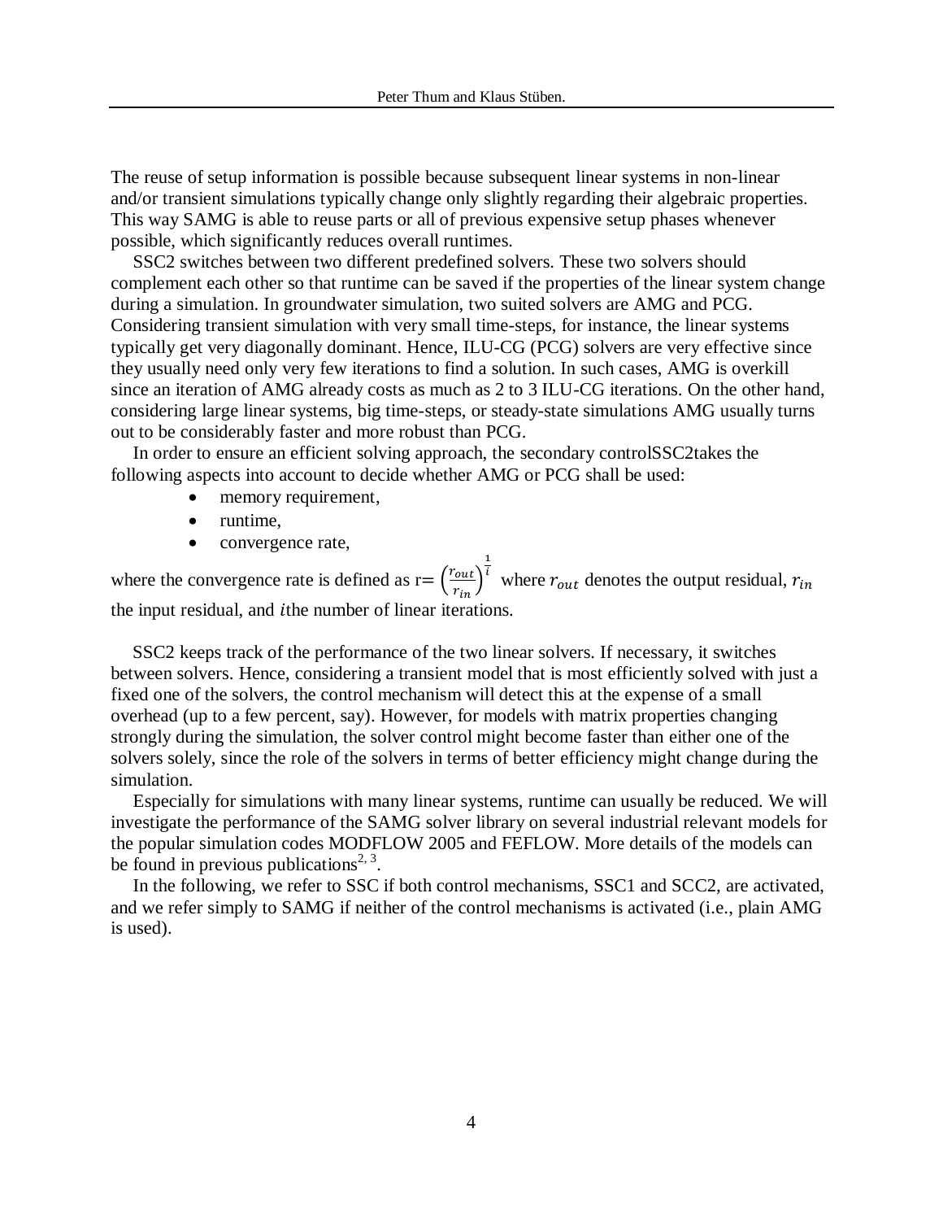The reuse of setup information is possible because subsequent linear systems in non-linear and/or transient simulations typically change only slightly regarding their algebraic properties. This way SAMG is able to reuse parts or all of previous expensive setup phases whenever possible, which significantly reduces overall runtimes.

SSC2 switches between two different predefined solvers. These two solvers should complement each other so that runtime can be saved if the properties of the linear system change during a simulation. In groundwater simulation, two suited solvers are AMG and PCG. Considering transient simulation with very small time-steps, for instance, the linear systems typically get very diagonally dominant. Hence, ILU-CG (PCG) solvers are very effective since they usually need only very few iterations to find a solution. In such cases, AMG is overkill since an iteration of AMG already costs as much as 2 to 3 ILU-CG iterations. On the other hand, considering large linear systems, big time-steps, or steady-state simulations AMG usually turns out to be considerably faster and more robust than PCG.

In order to ensure an efficient solving approach, the secondary controlSSC2takes the following aspects into account to decide whether AMG or PCG shall be used:

- memory requirement,
- runtime,
- convergence rate,

where the convergence rate is defined as r= $\left(\frac{r_{out}}{r_{in}}\right)^{\frac{1}{i}}$ where $r_{out}$ denotes the output residual, $r_{in}$ the input residual, and $i$the number of linear iterations.

SSC2 keeps track of the performance of the two linear solvers. If necessary, it switches between solvers. Hence, considering a transient model that is most efficiently solved with just a fixed one of the solvers, the control mechanism will detect this at the expense of a small overhead (up to a few percent, say). However, for models with matrix properties changing strongly during the simulation, the solver control might become faster than either one of the solvers solely, since the role of the solvers in terms of better efficiency might change during the simulation.

Especially for simulations with many linear systems, runtime can usually be reduced. We will investigate the performance of the SAMG solver library on several industrial relevant models for the popular simulation codes MODFLOW 2005 and FEFLOW. More details of the models can be found in previous publications[2, 3].

In the following, we refer to SSC if both control mechanisms, SSC1 and SCC2, are activated, and we refer simply to SAMG if neither of the control mechanisms is activated (i.e., plain AMG is used).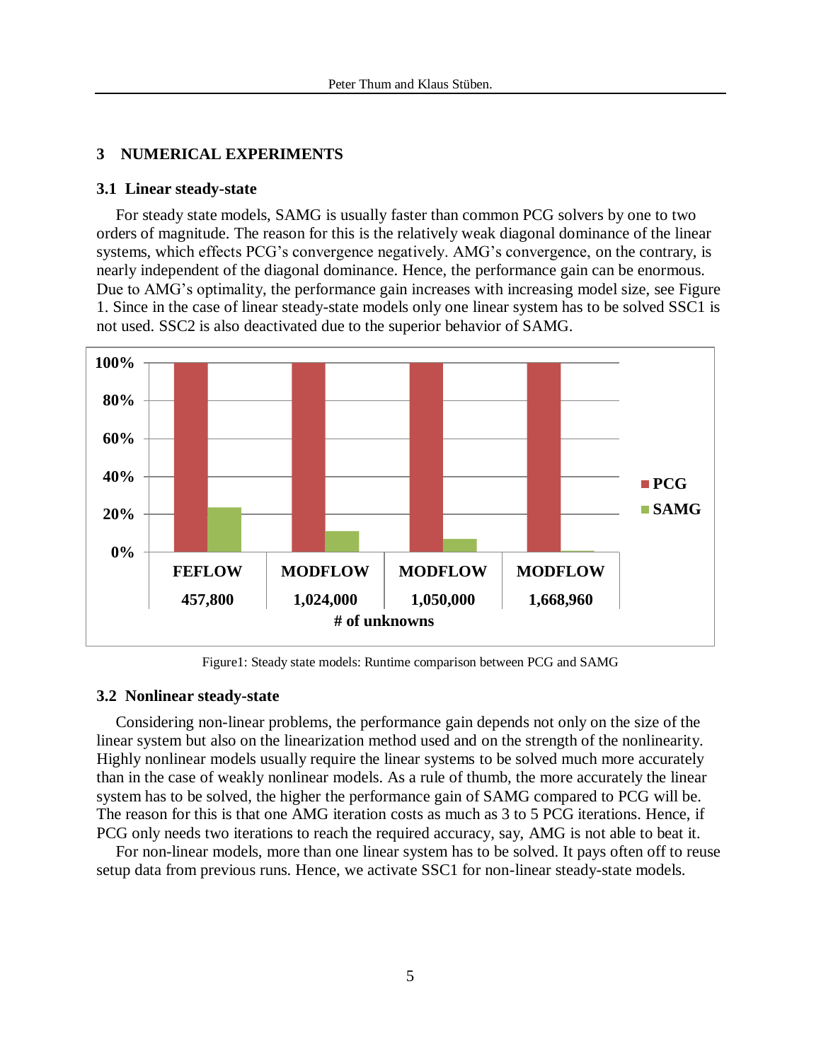## 3 NUMERICAL EXPERIMENTS

### 3.1 Linear steady-state

For steady state models, SAMG is usually faster than common PCG solvers by one to two orders of magnitude. The reason for this is the relatively weak diagonal dominance of the linear systems, which effects PCG's convergence negatively. AMG's convergence, on the contrary, is nearly independent of the diagonal dominance. Hence, the performance gain can be enormous. Due to AMG's optimality, the performance gain increases with increasing model size, see Figure 1. Since in the case of linear steady-state models only one linear system has to be solved SSC1 is not used. SSC2 is also deactivated due to the superior behavior of SAMG.

Figure1: Steady state models: Runtime comparison between PCG and SAMG

### 3.2 Nonlinear steady-state

Considering non-linear problems, the performance gain depends not only on the size of the linear system but also on the linearization method used and on the strength of the nonlinearity. Highly nonlinear models usually require the linear systems to be solved much more accurately than in the case of weakly nonlinear models. As a rule of thumb, the more accurately the linear system has to be solved, the higher the performance gain of SAMG compared to PCG will be. The reason for this is that one AMG iteration costs as much as 3 to 5 PCG iterations. Hence, if PCG only needs two iterations to reach the required accuracy, say, AMG is not able to beat it.

For non-linear models, more than one linear system has to be solved. It pays often off to reuse setup data from previous runs. Hence, we activate SSC1 for non-linear steady-state models.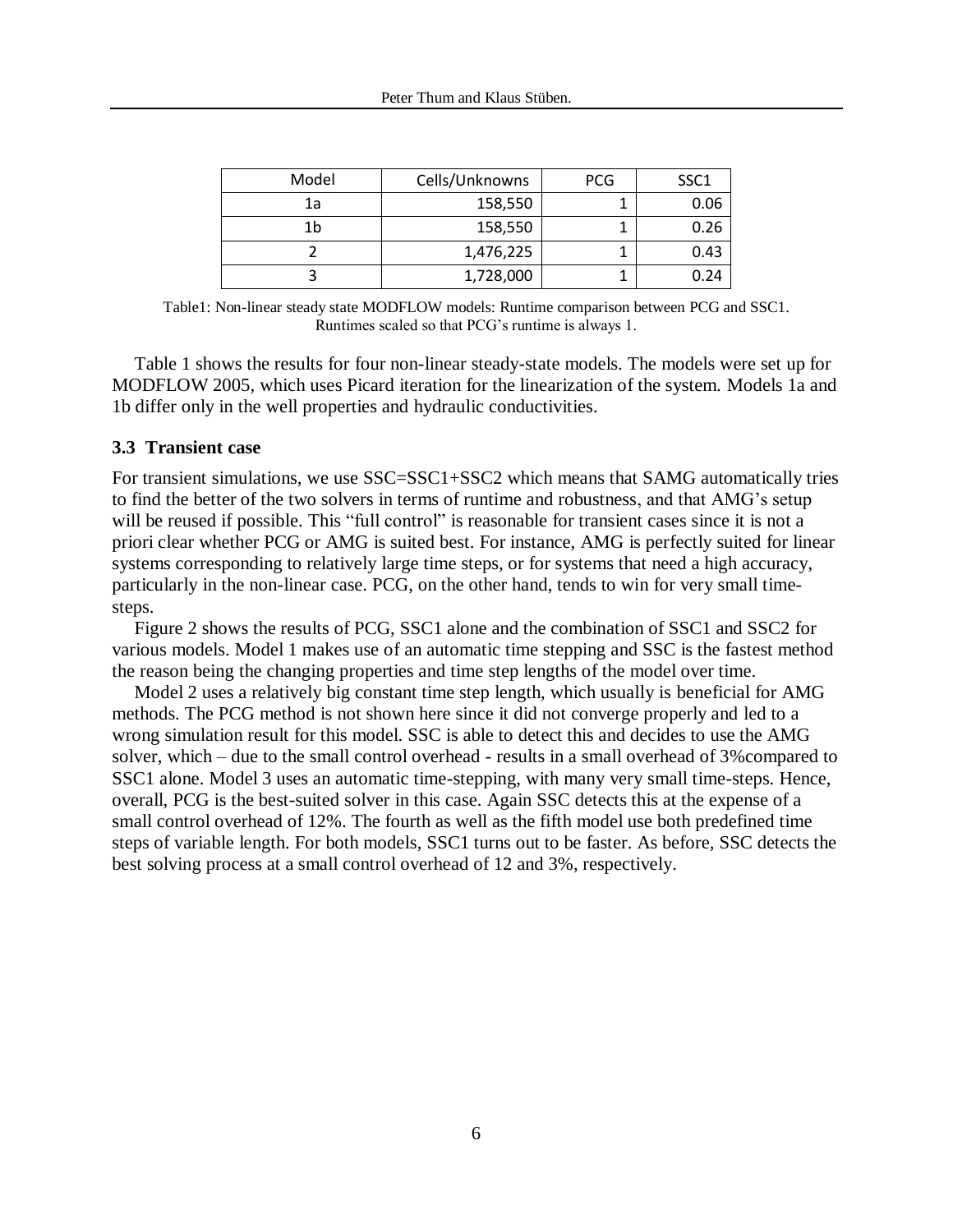| Model | Cells/Unknowns | PCG | SSC1 |
|---|---|---|---|
| 1a | 158,550 | 1 | 0.06 |
| 1b | 158,550 | 1 | 0.26 |
| 2 | 1,476,225 | 1 | 0.43 |
| 3 | 1,728,000 | 1 | 0.24 |

Table1: Non-linear steady state MODFLOW models: Runtime comparison between PCG and SSC1. Runtimes scaled so that PCG's runtime is always 1.

Table 1 shows the results for four non-linear steady-state models. The models were set up for MODFLOW 2005, which uses Picard iteration for the linearization of the system. Models 1a and 1b differ only in the well properties and hydraulic conductivities.

### 3.3 Transient case

For transient simulations, we use SSC=SSC1+SSC2 which means that SAMG automatically tries to find the better of the two solvers in terms of runtime and robustness, and that AMG's setup will be reused if possible. This "full control" is reasonable for transient cases since it is not a priori clear whether PCG or AMG is suited best. For instance, AMG is perfectly suited for linear systems corresponding to relatively large time steps, or for systems that need a high accuracy, particularly in the non-linear case. PCG, on the other hand, tends to win for very small time-steps.

Figure 2 shows the results of PCG, SSC1 alone and the combination of SSC1 and SSC2 for various models. Model 1 makes use of an automatic time stepping and SSC is the fastest method the reason being the changing properties and time step lengths of the model over time.

Model 2 uses a relatively big constant time step length, which usually is beneficial for AMG methods. The PCG method is not shown here since it did not converge properly and led to a wrong simulation result for this model. SSC is able to detect this and decides to use the AMG solver, which – due to the small control overhead - results in a small overhead of 3%compared to SSC1 alone. Model 3 uses an automatic time-stepping, with many very small time-steps. Hence, overall, PCG is the best-suited solver in this case. Again SSC detects this at the expense of a small control overhead of 12%. The fourth as well as the fifth model use both predefined time steps of variable length. For both models, SSC1 turns out to be faster. As before, SSC detects the best solving process at a small control overhead of 12 and 3%, respectively.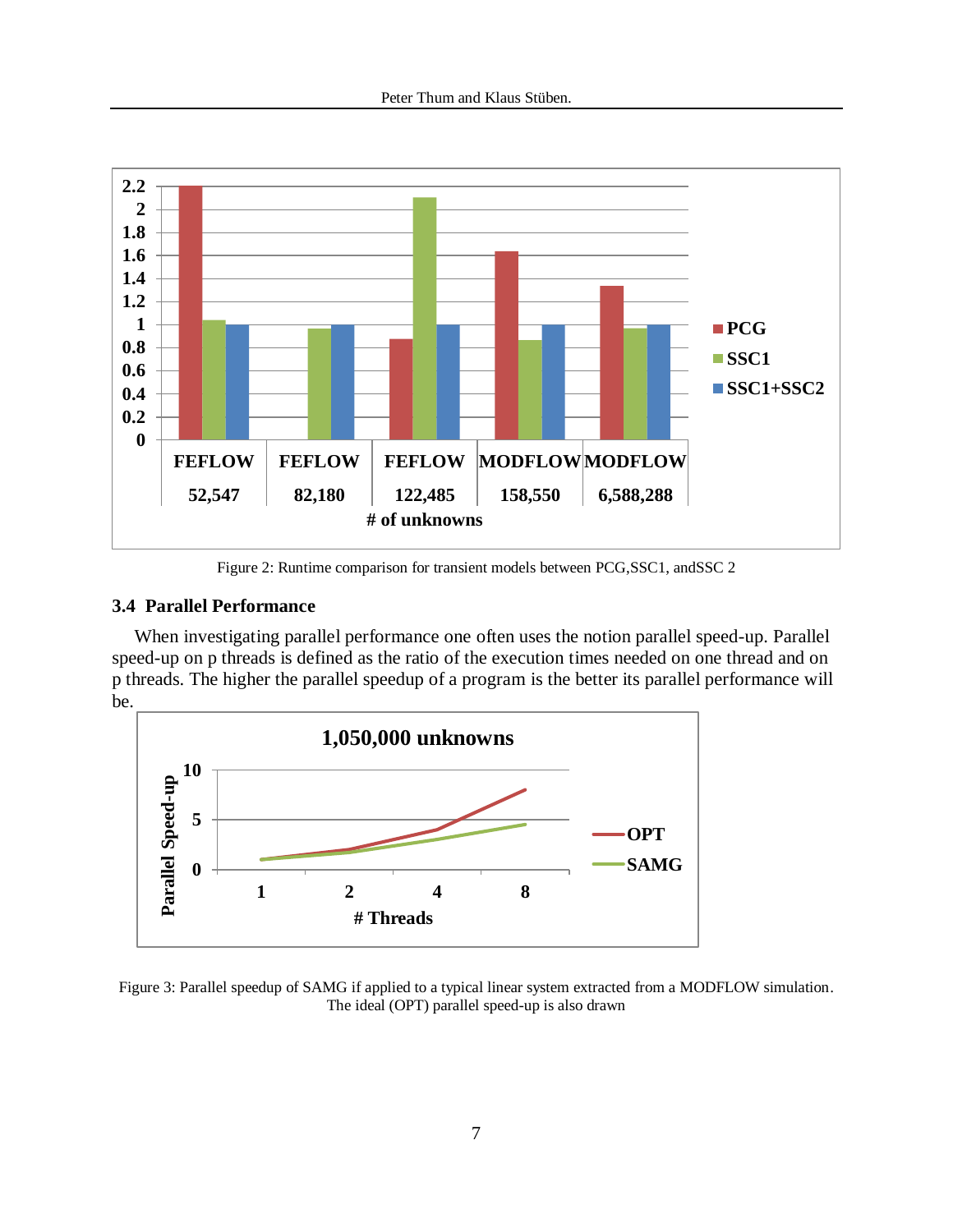Figure 2: Runtime comparison for transient models between PCG,SSC1, andSSC 2

### 3.4 Parallel Performance

When investigating parallel performance one often uses the notion parallel speed-up. Parallel speed-up on p threads is defined as the ratio of the execution times needed on one thread and on p threads. The higher the parallel speedup of a program is the better its parallel performance will be.

Figure 3: Parallel speedup of SAMG if applied to a typical linear system extracted from a MODFLOW simulation. The ideal (OPT) parallel speed-up is also drawn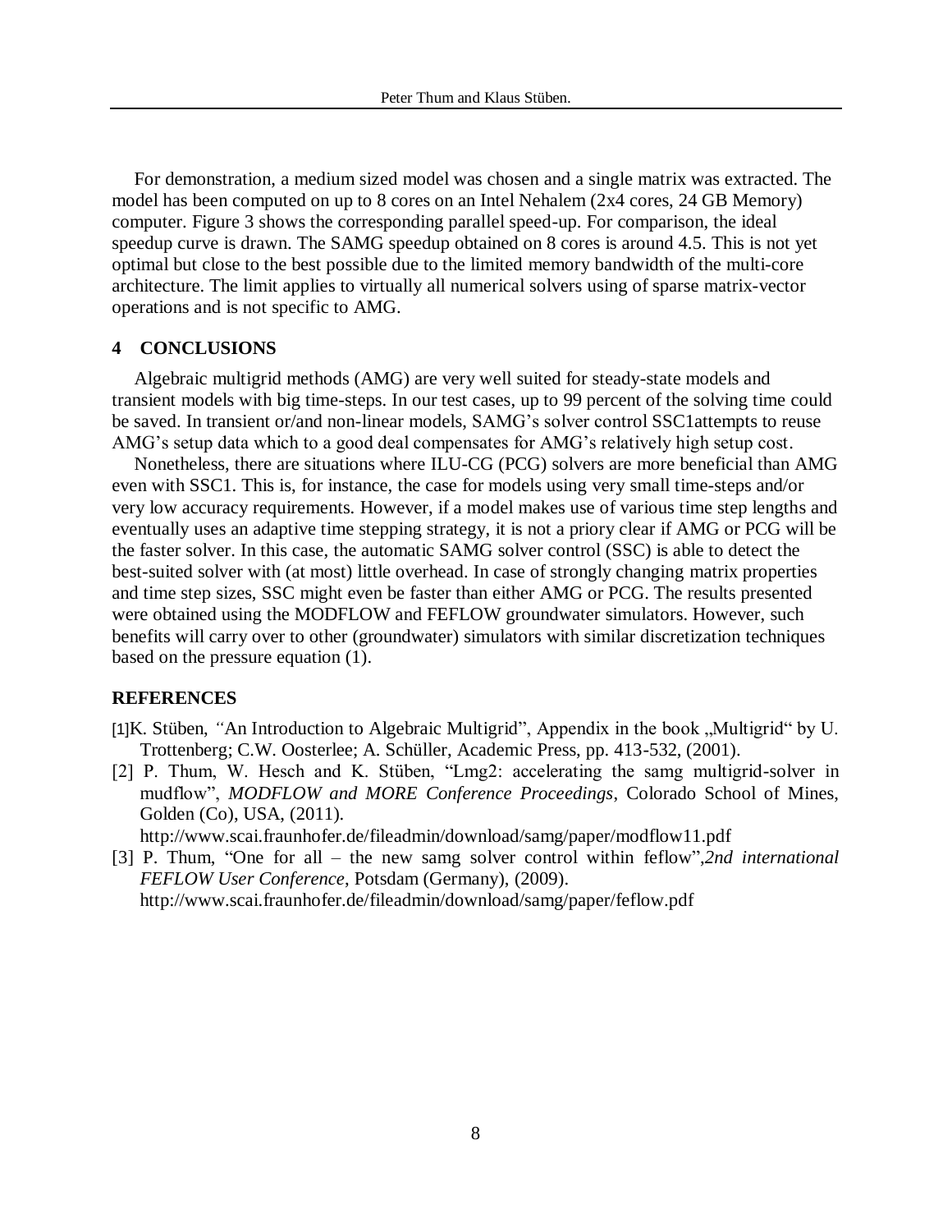For demonstration, a medium sized model was chosen and a single matrix was extracted. The model has been computed on up to 8 cores on an Intel Nehalem (2x4 cores, 24 GB Memory) computer. Figure 3 shows the corresponding parallel speed-up. For comparison, the ideal speedup curve is drawn. The SAMG speedup obtained on 8 cores is around 4.5. This is not yet optimal but close to the best possible due to the limited memory bandwidth of the multi-core architecture. The limit applies to virtually all numerical solvers using of sparse matrix-vector operations and is not specific to AMG.

## 4 CONCLUSIONS

Algebraic multigrid methods (AMG) are very well suited for steady-state models and transient models with big time-steps. In our test cases, up to 99 percent of the solving time could be saved. In transient or/and non-linear models, SAMG's solver control SSC1attempts to reuse AMG's setup data which to a good deal compensates for AMG's relatively high setup cost.

Nonetheless, there are situations where ILU-CG (PCG) solvers are more beneficial than AMG even with SSC1. This is, for instance, the case for models using very small time-steps and/or very low accuracy requirements. However, if a model makes use of various time step lengths and eventually uses an adaptive time stepping strategy, it is not a priory clear if AMG or PCG will be the faster solver. In this case, the automatic SAMG solver control (SSC) is able to detect the best-suited solver with (at most) little overhead. In case of strongly changing matrix properties and time step sizes, SSC might even be faster than either AMG or PCG. The results presented were obtained using the MODFLOW and FEFLOW groundwater simulators. However, such benefits will carry over to other (groundwater) simulators with similar discretization techniques based on the pressure equation (1).

## REFERENCES

[1] K. Stüben, "An Introduction to Algebraic Multigrid", Appendix in the book „Multigrid" by U. Trottenberg; C.W. Oosterlee; A. Schüller, Academic Press, pp. 413-532, (2001).

[2] P. Thum, W. Hesch and K. Stüben, "Lmg2: accelerating the samg multigrid-solver in mudflow", *MODFLOW and MORE Conference Proceedings*, Colorado School of Mines, Golden (Co), USA, (2011). http://www.scai.fraunhofer.de/fileadmin/download/samg/paper/modflow11.pdf

[3] P. Thum, "One for all – the new samg solver control within feflow",*2nd international FEFLOW User Conference*, Potsdam (Germany), (2009). http://www.scai.fraunhofer.de/fileadmin/download/samg/paper/feflow.pdf